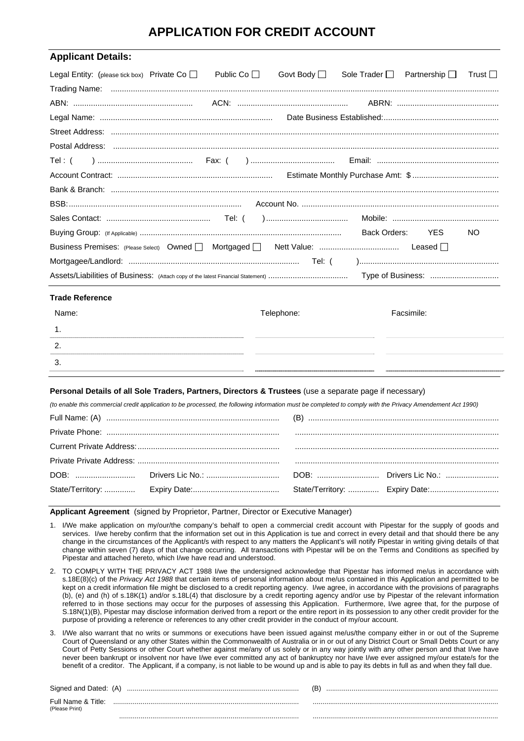# APPLICATION FOR CREDIT ACCOUNT

## Applicant Details:

Legal Entity: (please tick box) Private Co ☐ Public Co ☐ Govt Body ☐ Sole Trader ☐ Partnership ☐ Trust ☐

Trading Name: ..........................................................................................................................................................................

ABN: ..................................................... ACN: ................................................. ABRN: .............................................

Legal Name: ............................................................................. Date Business Established:...................................................

Street Address: ..........................................................................................................................................................................

Postal Address: ..........................................................................................................................................................................

Tel : ( ) ........................................... Fax: ( ) ...................................... Email: ......................................................

Account Contract: ..................................................................... Estimate Monthly Purchase Amt: $ .......................................

Bank & Branch: ..........................................................................................................................................................................

BSB:............................................................................. Account No. ........................................................................................

Sales Contact: ............................................... Tel: ( ) ..................................... Mobile: ................................................

Buying Group: (If Applicable) .......................................................................................... Back Orders: YES NO

Business Premises: (Please Select) Owned ☐ Mortgaged ☐ Nett Value: .................................... Leased ☐

Mortgagee/Landlord: ............................................................................ Tel: ( )..............................................................

Assets/Liabilities of Business: (Attach copy of the latest Financial Statement) .................................... Type of Business: ...............................

### Trade Reference

| Name: | Telephone: | Facsimile: |
|---|---|---|
| 1. | | |
| 2. | | |
| 3. | | |

### Personal Details of all Sole Traders, Partners, Directors & Trustees (use a separate page if necessary)

*(to enable this commercial credit application to be processed, the following information must be completed to comply with the Privacy Amendement Act 1990)*

| | (A) | | (B) | |
|---|---|---|---|---|
| Full Name: | ............................................................................. | | ...................................................................................... | |
| Private Phone: | ............................................................................. | | ...................................................................................... | |
| Current Private Address: | ................................................................ | | ...................................................................................... | |
| Private Private Address: | ................................................................ | | ...................................................................................... | |
| DOB: ........................... | Drivers Lic No.: ................................. | | DOB: ............................ | Drivers Lic No.: ........................ |
| State/Territory: .............. | Expiry Date:....................................... | | State/Territory: .............. | Expiry Date:............................... |

### Applicant Agreement (signed by Proprietor, Partner, Director or Executive Manager)

1. I/We make application on my/our/the company's behalf to open a commercial credit account with Pipestar for the supply of goods and services. I/we hereby confirm that the information set out in this Application is tue and correct in every detail and that should there be any change in the circumstances of the Applicant/s with respect to any matters the Applicant's will notify Pipestar in writing giving details of that change within seven (7) days of that change occurring. All transactions with Pipestar will be on the Terms and Conditions as specified by Pipestar and attached hereto, which I/we have read and understood.

2. TO COMPLY WITH THE PRIVACY ACT 1988 I/we the undersigned acknowledge that Pipestar has informed me/us in accordance with s.18E(8)(c) of the *Privacy Act 1988* that certain items of personal information about me/us contained in this Application and permitted to be kept on a credit information file might be disclosed to a credit reporting agency. I/we agree, in accordance with the provisions of paragraphs (b), (e) and (h) of s.18K(1) and/or s.18L(4) that disclosure by a credit reporting agency and/or use by Pipestar of the relevant information referred to in those sections may occur for the purposes of assessing this Application. Furthermore, I/we agree that, for the purpose of S.18N(1)(B), Pipestar may disclose information derived from a report or the entire report in its possession to any other credit provider for the purpose of providing a reference or references to any other credit provider in the conduct of my/our account.

3. I/We also warrant that no writs or summons or executions have been issued against me/us/the company either in or out of the Supreme Court of Queensland or any other States within the Commonwealth of Australia or in or out of any District Court or Small Debts Court or any Court of Petty Sessions or other Court whether against me/any of us solely or in any way jointly with any other person and that I/we have never been bankrupt or insolvent nor have I/we ever committed any act of bankruptcy nor have I/we ever assigned my/our estate/s for the benefit of a creditor. The Applicant, if a company, is not liable to be wound up and is able to pay its debts in full as and when they fall due.

Signed and Dated: (A) ....................................................................................... (B) ......................................................................................

Full Name & Title: (Please Print) ............................................................................................ ............................................................................................

............................................................................................ ............................................................................................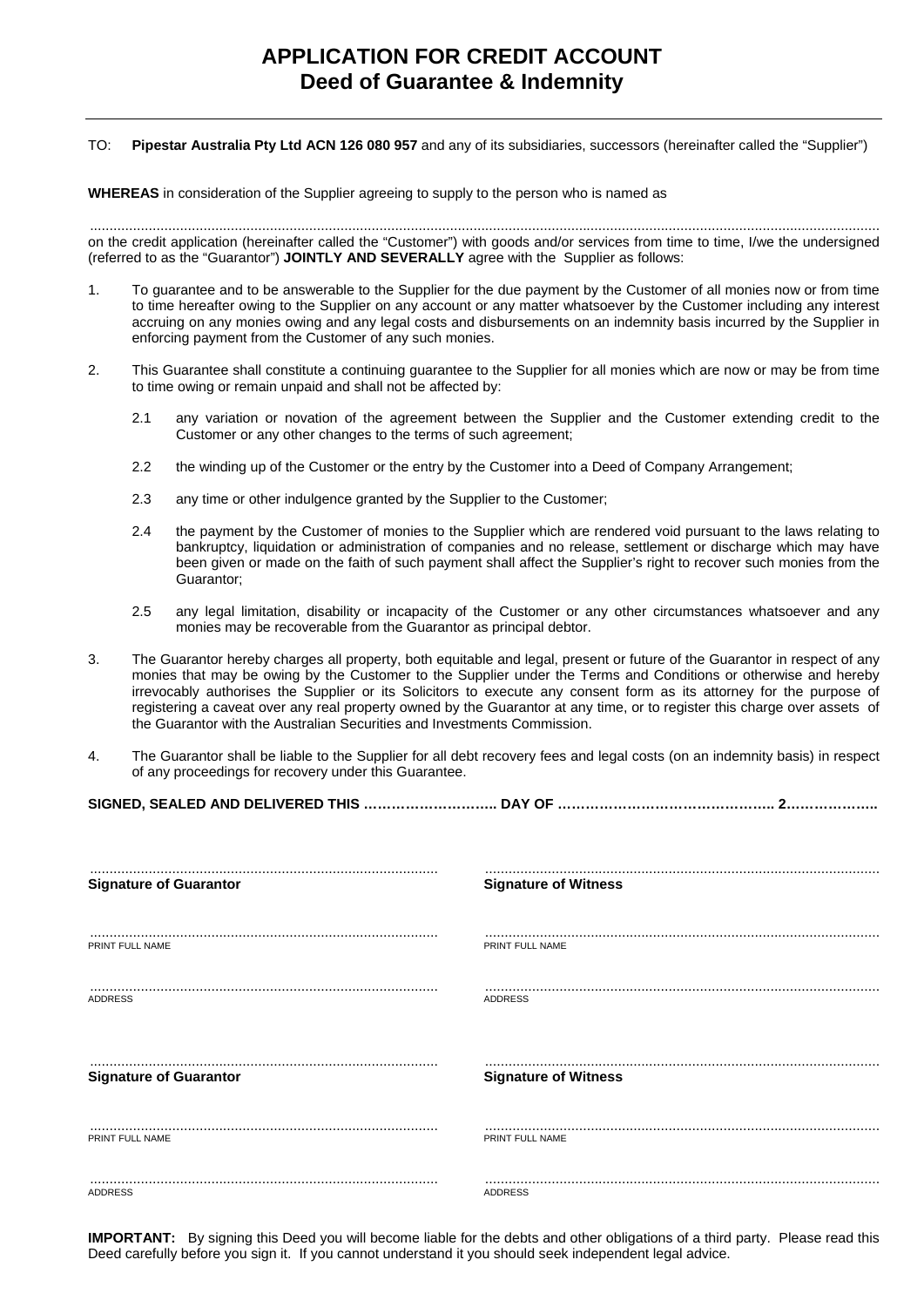# APPLICATION FOR CREDIT ACCOUNT
## Deed of Guarantee & Indemnity

TO: **Pipestar Australia Pty Ltd ACN 126 080 957** and any of its subsidiaries, successors (hereinafter called the "Supplier")

**WHEREAS** in consideration of the Supplier agreeing to supply to the person who is named as

..........................................................................................................................................................................................

on the credit application (hereinafter called the "Customer") with goods and/or services from time to time, I/we the undersigned (referred to as the "Guarantor") **JOINTLY AND SEVERALLY** agree with the Supplier as follows:

1. To guarantee and to be answerable to the Supplier for the due payment by the Customer of all monies now or from time to time hereafter owing to the Supplier on any account or any matter whatsoever by the Customer including any interest accruing on any monies owing and any legal costs and disbursements on an indemnity basis incurred by the Supplier in enforcing payment from the Customer of any such monies.

2. This Guarantee shall constitute a continuing guarantee to the Supplier for all monies which are now or may be from time to time owing or remain unpaid and shall not be affected by:

   2.1 any variation or novation of the agreement between the Supplier and the Customer extending credit to the Customer or any other changes to the terms of such agreement;

   2.2 the winding up of the Customer or the entry by the Customer into a Deed of Company Arrangement;

   2.3 any time or other indulgence granted by the Supplier to the Customer;

   2.4 the payment by the Customer of monies to the Supplier which are rendered void pursuant to the laws relating to bankruptcy, liquidation or administration of companies and no release, settlement or discharge which may have been given or made on the faith of such payment shall affect the Supplier's right to recover such monies from the Guarantor;

   2.5 any legal limitation, disability or incapacity of the Customer or any other circumstances whatsoever and any monies may be recoverable from the Guarantor as principal debtor.

3. The Guarantor hereby charges all property, both equitable and legal, present or future of the Guarantor in respect of any monies that may be owing by the Customer to the Supplier under the Terms and Conditions or otherwise and hereby irrevocably authorises the Supplier or its Solicitors to execute any consent form as its attorney for the purpose of registering a caveat over any real property owned by the Guarantor at any time, or to register this charge over assets of the Guarantor with the Australian Securities and Investments Commission.

4. The Guarantor shall be liable to the Supplier for all debt recovery fees and legal costs (on an indemnity basis) in respect of any proceedings for recovery under this Guarantee.

**SIGNED, SEALED AND DELIVERED THIS ……………………….. DAY OF ……………………………………….. 2………………..**

| | |
|---|---|
| ........................................................................ | ........................................................................ |
| **Signature of Guarantor** | **Signature of Witness** |
| ........................................................................ | ........................................................................ |
| PRINT FULL NAME | PRINT FULL NAME |
| ........................................................................ | ........................................................................ |
| ADDRESS | ADDRESS |
| ........................................................................ | ........................................................................ |
| **Signature of Guarantor** | **Signature of Witness** |
| ........................................................................ | ........................................................................ |
| PRINT FULL NAME | PRINT FULL NAME |
| ........................................................................ | ........................................................................ |
| ADDRESS | ADDRESS |

**IMPORTANT:** By signing this Deed you will become liable for the debts and other obligations of a third party. Please read this Deed carefully before you sign it. If you cannot understand it you should seek independent legal advice.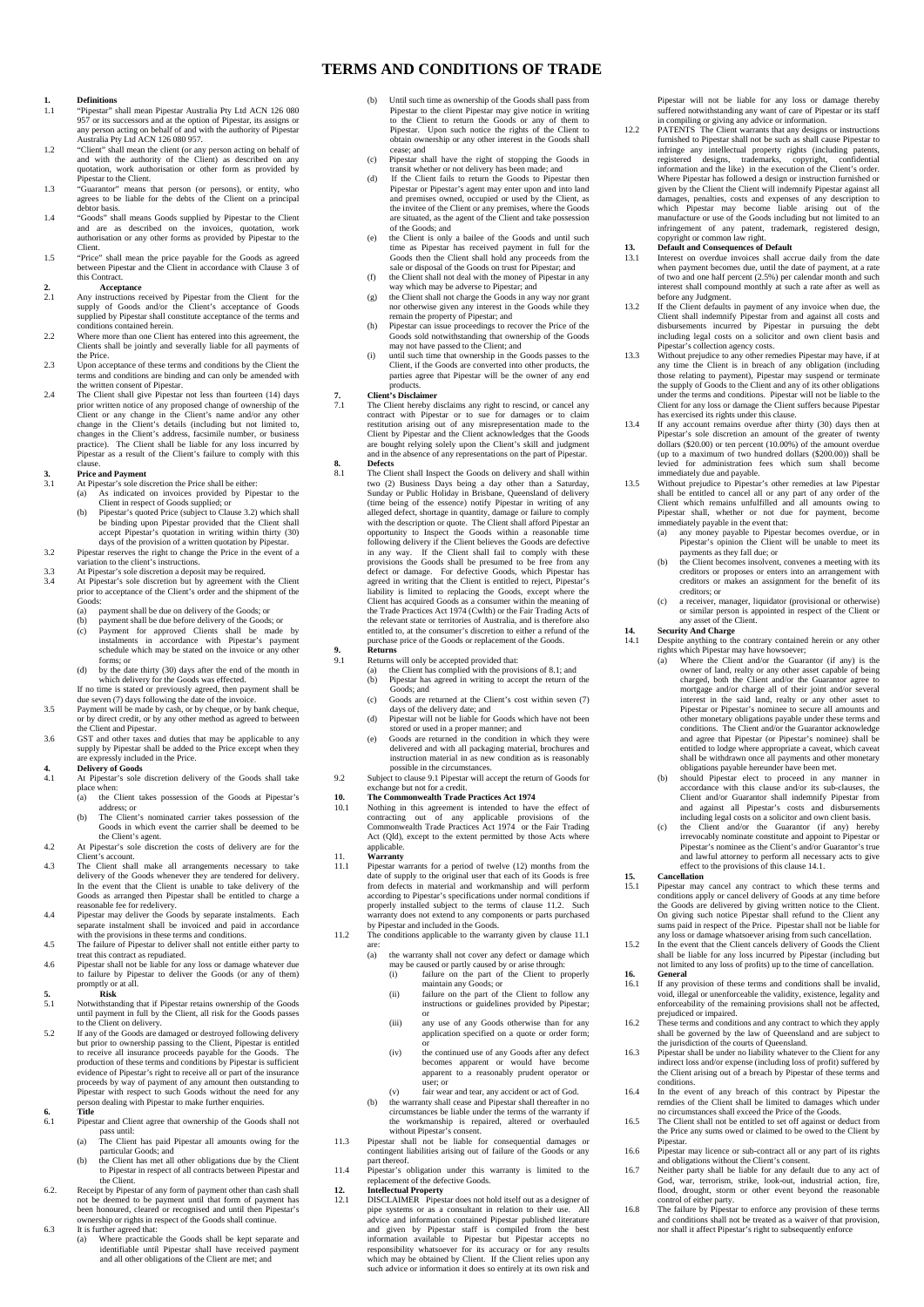# TERMS AND CONDITIONS OF TRADE

**1. Definitions**

1.1 "Pipestar" shall mean Pipestar Australia Pty Ltd ACN 126 080 957 or its successors and at the option of Pipestar, its assigns or any person acting on behalf of and with the authority of Pipestar Australia Pty Ltd ACN 126 080 957.

1.2 "Client" shall mean the client (or any person acting on behalf of and with the authority of the Client) as described on any quotation, work authorisation or other form as provided by Pipestar to the Client.

1.3 "Guarantor" means that person (or persons), or entity, who agrees to be liable for the debts of the Client on a principal debtor basis.

1.4 "Goods" shall mean Goods supplied by Pipestar to the Client and are as described on the invoices, quotation, work authorisation or any other forms as provided by Pipestar to the Client.

1.5 "Price" shall mean the price payable for the Goods as agreed between Pipestar and the Client in accordance with Clause 3 of this Contract.

**2. Acceptance**

2.1 Any instructions received by Pipestar from the Client for the supply of Goods and/or the Client's acceptance of Goods supplied by Pipestar shall constitute acceptance of the terms and conditions contained herein.

2.2 Where more than one Client has entered into this agreement, the Clients shall be jointly and severally liable for all payments of the Price.

2.3 Upon acceptance of these terms and conditions by the Client the terms and conditions are binding and can only be amended with the written consent of Pipestar.

2.4 The Client shall give Pipestar not less than fourteen (14) days prior written notice of any proposed change of ownership of the Client or any change in the Client's name and/or any other change in the Client's details (including but not limited to, changes in the Client's address, facsimile number, or business practice). The Client shall be liable for any loss incurred by Pipestar as a result of the Client's failure to comply with this clause.

**3. Price and Payment**

3.1 At Pipestar's sole discretion the Price shall be either:
- (a) As indicated on invoices provided by Pipestar to the Client in respect of Goods supplied; or
- (b) Pipestar's quoted Price (subject to Clause 3.2) which shall be binding upon Pipestar provided that the Client shall accept Pipestar's quotation in writing within thirty (30) days of the provision of a written quotation by Pipestar.

3.2 Pipestar reserves the right to change the Price in the event of a variation to the Client's instructions.

3.3 At Pipestar's sole discretion a deposit may be required.

3.4 At Pipestar's sole discretion but by agreement with the Client prior to acceptance of the Client's order and the shipment of the Goods:
- (a) payment shall be due on delivery of the Goods; or
- (b) payment shall be due before delivery of the Goods; or
- (c) Payment for approved Clients shall be made by instalments in accordance with Pipestar's payment schedule which may be stated on the invoice or any other forms; or
- (d) by the date thirty (30) days after the end of the month in which delivery for the Goods was effected.

If no time is stated or previously agreed, then payment shall be due seven (7) days following the date of the invoice.

3.5 Payment will be made by cash, or by cheque, or by bank cheque, or by direct credit, or by any other method as agreed to between the Client and Pipestar.

3.6 GST and other taxes and duties that may be applicable to any supply by Pipestar shall be added to the Price except when they are expressly included in the Price.

**4. Delivery of Goods**

4.1 At Pipestar's sole discretion delivery of the Goods shall take place when:
- (a) the Client takes possession of the Goods at Pipestar's address; or
- (b) The Client's nominated carrier takes possession of the Goods in which event the carrier shall be deemed to be the Client's agent.

4.2 At Pipestar's sole discretion the costs of delivery are for the Client's account.

4.3 The Client shall make all arrangements necessary to take delivery of the Goods whenever they are tendered for delivery. In the event that the Client is unable to take delivery of the Goods as arranged then Pipestar shall be entitled to charge a reasonable fee for redelivery.

4.4 Pipestar may deliver the Goods by separate instalments. Each separate instalment shall be invoiced and paid in accordance with the provisions in these terms and conditions.

4.5 The failure of Pipestar to deliver shall not entitle either party to treat this contract as repudiated.

4.6 Pipestar shall not be liable for any loss or damage whatever due to failure by Pipestar to deliver the Goods (or any of them) promptly or at all.

**5. Risk**

5.1 Notwithstanding that if Pipestar retains ownership of the Goods until payment in full by the Client, all risk for the Goods passes to the Client on delivery.

5.2 If any of the Goods are damaged or destroyed following delivery but prior to ownership passing to the Client, Pipestar is entitled to receive all insurance proceeds payable for the Goods. The production of these terms and conditions by Pipestar is sufficient evidence of Pipestar's right to receive all or part of the insurance proceeds by way of payment of any amount then outstanding to Pipestar with respect to such Goods without the need for any person dealing with Pipestar to make further enquiries.

**6. Title**

6.1 Pipestar and Client agree that ownership of the Goods shall not pass until:
- (a) The Client has paid Pipestar all amounts owing for the particular Goods; and
- (b) the Client has met all other obligations due by the Client to Pipestar in respect of all contracts between Pipestar and the Client.

6.2. Receipt by Pipestar of any form of payment other than cash shall not be deemed to be payment until that form of payment has been honoured, cleared or recognised and until then Pipestar's ownership or rights in respect of the Goods shall continue.

6.3 It is further agreed that:
- (a) Where practicable the Goods shall be kept separate and identifiable until Pipestar shall have received payment and all other obligations of the Client are met; and
- (b) Until such time as ownership of the Goods shall pass from Pipestar to the client Pipestar may give notice in writing to the Client to return the Goods or any of them to Pipestar. Upon such notice the rights of the Client to obtain ownership or any other interest in the Goods shall cease; and
- (c) Pipestar shall have the right of stopping the Goods in transit whether or not delivery has been made; and
- (d) If the Client fails to return the Goods to Pipestar then Pipestar or Pipestar's agent may enter upon and into land and premises owned, occupied or used by the Client, as the invitee of the Client or any premises, where the Goods are situated, as the agent of the Client and take possession of the Goods; and
- (e) the Client is only a bailee of the Goods and until such time as Pipestar has received payment in full for the Goods then the Client shall hold any proceeds from the sale or disposal of the Goods on trust for Pipestar; and
- (f) the Client shall not deal with the money of Pipestar in any way which may be adverse to Pipestar; and
- (g) the Client shall not charge the Goods in any way nor grant nor otherwise given any interest in the Goods while they remain the property of Pipestar; and
- (h) Pipestar can issue proceedings to recover the Price of the Goods sold notwithstanding that ownership of the Goods may not have passed to the Client; and
- (i) until such time that ownership in the Goods passes to the Client, if the Goods are converted into other products, the parties agree that Pipestar will be the owner of any end products.

**7. Client's Disclaimer**

7.1 The Client hereby disclaims any right to rescind, or cancel any contract with Pipestar or to sue for damages or to claim restitution arising out of any misrepresentation made to the Client by Pipestar and the Client acknowledges that the Goods are bought relying solely upon the Client's skill and judgment and in the absence of any representations on the part of Pipestar.

**8. Defects**

8.1 The Client shall Inspect the Goods on delivery and shall within two (2) Business Days being a day other than a Saturday, Sunday or Public Holiday in Brisbane, Queensland of delivery (time being of the essence) notify Pipestar in writing of any alleged defect, shortage in quantity, damage or failure to comply with the description or quote. The Client shall afford Pipestar an opportunity to Inspect the Goods within a reasonable time following delivery if the Client believes the Goods are defective in any way. If the Client shall fail to comply with these provisions the Goods shall be presumed to be free from any defect or damage. For defective Goods, which Pipestar has agreed in writing that the Client is entitled to reject, Pipestar's liability is limited to replacing the Goods, except where the Client has acquired Goods as a consumer within the meaning of the Trade Practices Act 1974 (Cwlth) or the Fair Trading Acts of the relevant state or territories of Australia, and is therefore also entitled to, at the consumer's discretion to either a refund of the purchase price of the Goods or replacement of the Goods.

**9. Returns**

9.1 Returns will only be accepted provided that:
- (a) the Client has complied with the provisions of 8.1; and
- (b) Pipestar has agreed in writing to accept the return of the Goods; and
- (c) Goods are returned at the Client's cost within seven (7) days of the delivery date; and
- (d) Pipestar will not be liable for Goods which have not been stored or used in a proper manner; and
- (e) Goods are returned in the condition in which they were delivered and with all packaging material, brochures and instruction material in as new condition as is reasonably possible in the circumstances.

9.2 Subject to clause 9.1 Pipestar will accept the return of Goods for exchange but not for a credit.

**10. The Commonwealth Trade Practices Act 1974**

10.1 Nothing in this agreement is intended to have the effect of contracting out of any applicable provisions of the Commonwealth Trade Practices Act 1974 or the Fair Trading Act (Qld), except to the extent permitted by those Acts where applicable.

**11. Warranty**

11.1 Pipestar warrants for a period of twelve (12) months from the date of supply to the original user that each of its Goods is free from defects in material and workmanship and will perform according to Pipestar's specifications under normal conditions if properly installed subject to the terms of clause 11.2. Such warranty does not extend to any components or parts purchased by Pipestar and included in the Goods.

11.2 The conditions applicable to the warranty given by clause 11.1 are:
- (a) the warranty shall not cover any defect or damage which may be caused or partly caused by or arise through:
  - (i) failure on the part of the Client to properly maintain any Goods; or
  - (ii) failure on the part of the Client to follow any instructions or guidelines provided by Pipestar; or
  - (iii) any use of any Goods otherwise than for any application specified on a quote or order form; or
  - (iv) the continued use of any Goods after any defect becomes apparent or would have become apparent to a reasonably prudent operator or user; or
  - (v) fair wear and tear, any accident or act of God.
- (b) the warranty shall cease and Pipestar shall thereafter in no circumstances be liable under the terms of the warranty if the workmanship is repaired, altered or overhauled without Pipestar's consent.

11.3 Pipestar shall not be liable for consequential damages or contingent liabilities arising out of failure of the Goods or any part thereof.

11.4 Pipestar's obligation under this warranty is limited to the replacement of the defective Goods.

**12. Intellectual Property**

12.1 DISCLAIMER Pipestar does not hold itself out as a designer of pipe systems or as a consultant in relation to their use. All advice and information contained Pipestar published literature and given by Pipestar staff is compiled from the best information available to Pipestar but Pipestar accepts no responsibility whatsoever for its accuracy or for any results which may be obtained by Client. If the Client relies upon any such advice or information it does so entirely at its own risk and Pipestar will not be liable for any loss or damage thereby suffered notwithstanding any want of care of Pipestar or its staff in compiling or giving any advice or information.

12.2 PATENTS The Client warrants that any designs or instructions furnished to Pipestar shall not be such as shall cause Pipestar to infringe any intellectual property rights (including patents, registered designs, trademarks, copyright, confidential information and the like) in the execution of the Client's order. Where Pipestar has followed a design or instruction furnished or given by the Client the Client will indemnify Pipestar against all damages, penalties, costs and expenses of any description to which Pipestar may become liable arising out of the manufacture or use of the Goods including but not limited to an infringement of any patent, trademark, registered design, copyright or common law right.

**13. Default and Consequences of Default**

13.1 Interest on overdue invoices shall accrue daily from the date when payment becomes due, until the date of payment, at a rate of two and one half percent (2.5%) per calendar month and such interest shall compound monthly at such a rate after as well as before any Judgment.

13.2 If the Client defaults in payment of any invoice when due, the Client shall indemnify Pipestar from and against all costs and disbursements incurred by Pipestar in pursuing the debt including legal costs on a solicitor and own client basis and Pipestar's collection agency costs.

13.3 Without prejudice to any other remedies Pipestar may have, if at any time the Client is in breach of any obligation (including those relating to payment), Pipestar may suspend or terminate the supply of Goods to the Client and any of its other obligations under the terms and conditions. Pipestar will not be liable to the Client for any loss or damage the Client suffers because Pipestar has exercised its rights under this clause.

13.4 If any account remains overdue after thirty (30) days then at Pipestar's sole discretion an amount of the greater of twenty dollars ($20.00) or ten percent (10.00%) of the amount overdue (up to a maximum of two hundred dollars ($200.00)) shall be levied for administration fees which sum shall become immediately due and payable.

13.5 Without prejudice to Pipestar's other remedies at law Pipestar shall be entitled to cancel all or any part of any order of the Client which remains unfulfilled and all amounts owing to Pipestar shall, whether or not due for payment, become immediately payable in the event that:
- (a) any money payable to Pipestar becomes overdue, or in Pipestar's opinion the Client will be unable to meet its payments as they fall due; or
- (b) the Client becomes insolvent, convenes a meeting with its creditors or proposes or enters into an arrangement with creditors or makes an assignment for the benefit of its creditors; or
- (c) a receiver, manager, liquidator (provisional or otherwise) or similar person is appointed in respect of the Client or any asset of the Client.

**14. Security And Charge**

14.1 Despite anything to the contrary contained herein or any other rights which Pipestar may have howsoever;
- (a) Where the Client and/or the Guarantor (if any) is the owner of land, realty or any other asset capable of being charged, both the Client and/or the Guarantor agree to mortgage and/or charge all of their joint and/or several interest in the said land, realty or any other asset to Pipestar or Pipestar's nominee to secure all amounts and other monetary obligations payable under these terms and conditions. The Client and/or the Guarantor acknowledge and agree that Pipestar (or Pipestar's nominee) shall be entitled to lodge where appropriate a caveat, which caveat shall be withdrawn once all payments and other monetary obligations payable hereunder have been met.
- (b) should Pipestar elect to proceed in any manner in accordance with this clause and/or its sub-clauses, the Client and/or Guarantor shall indemnify Pipestar from and against all Pipestar's costs and disbursements including legal costs on a solicitor and own client basis.
- (c) the Client and/or the Guarantor (if any) hereby irrevocably nominate constitute and appoint to Pipestar or Pipestar's nominee as the Client's and/or Guarantor's true and lawful attorney to perform all necessary acts to give effect to the provisions of this clause 14.1.

**15. Cancellation**

15.1 Pipestar may cancel any contract to which these terms and conditions apply or cancel delivery of Goods at any time before the Goods are delivered by giving written notice to the Client. On giving such notice Pipestar shall refund to the Client any sums paid in respect of the Price. Pipestar shall not be liable for any loss or damage whatsoever arising from such cancellation.

15.2 In the event that the Client cancels delivery of Goods the Client shall be liable for any loss incurred by Pipestar (including but not limited to any loss of profits) up to the time of cancellation.

**16. General**

16.1 If any provision of these terms and conditions shall be invalid, void, illegal or unenforceable the validity, existence, legality and enforceability of the remaining provisions shall not be affected, prejudiced or impaired.

16.2 These terms and conditions and any contract to which they apply shall be governed by the law of Queensland and are subject to the jurisdiction of the courts of Queensland.

16.3 Pipestar shall be under no liability whatever to the Client for any indirect loss and/or expense (including loss of profit) suffered by the Client arising out of a breach by Pipestar of these terms and conditions.

16.4 In the event of any breach of this contract by Pipestar the remedies of the Client shall be limited to damages which under no circumstances shall exceed the Price of the Goods.

16.5 The Client shall not be entitled to set off against or deduct from the Price any sums owed or claimed to be owed to the Client by Pipestar.

16.6 Pipestar may licence or sub-contract all or any part of its rights and obligations without the Client's consent.

16.7 Neither party shall be liable for any default due to any act of God, war, terrorism, strike, look-out, industrial action, fire, flood, drought, storm or other event beyond the reasonable control of either party.

16.8 The failure by Pipestar to enforce any provision of these terms and conditions shall not be treated as a waiver of that provision, nor shall it affect Pipestar's right to subsequently enforce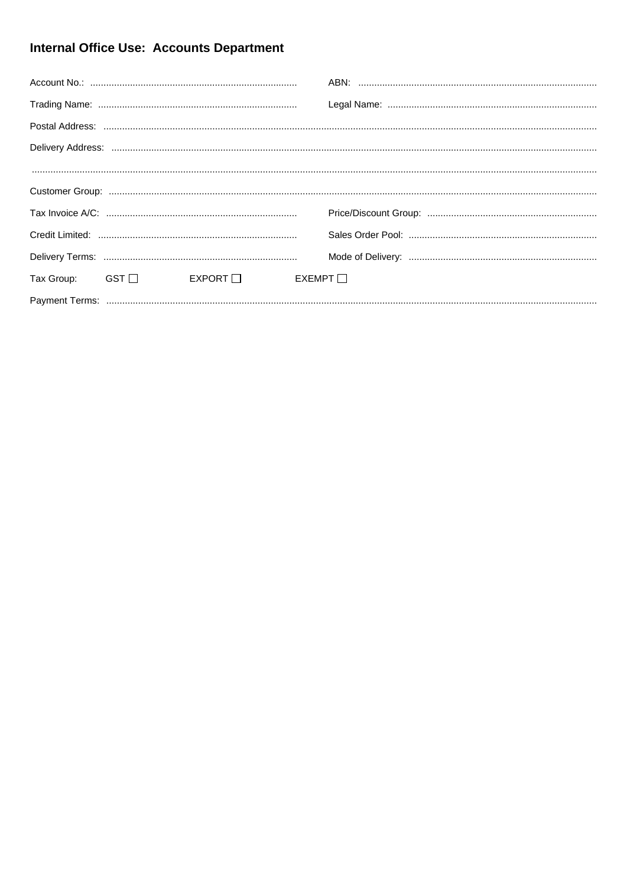## Internal Office Use: Accounts Department

Account No.: ..............................................................................

ABN: ..........................................................................................

Trading Name: ..........................................................................

Legal Name: ...............................................................................

Postal Address: ..........................................................................................................................................................................................

Delivery Address: .......................................................................................................................................................................................

..................................................................................................................................................................................................................

Customer Group: .........................................................................................................................................................................................

Tax Invoice A/C: ........................................................................

Price/Discount Group: ................................................................

Credit Limited: ...........................................................................

Sales Order Pool: .......................................................................

Delivery Terms: .........................................................................

Mode of Delivery: .......................................................................

Tax Group: GST ☐ EXPORT ☐ EXEMPT ☐

Payment Terms: .........................................................................................................................................................................................